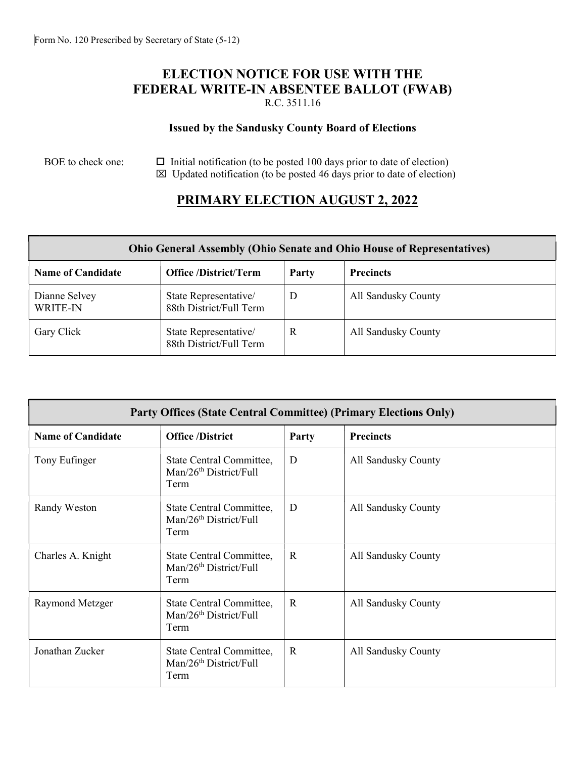Form No. 120 Prescribed by Secretary of State (5-12)

# ELECTION NOTICE FOR USE WITH THE FEDERAL WRITE-IN ABSENTEE BALLOT (FWAB)

R.C. 3511.16

**Issued by the Sandusky County Board of Elections**

BOE to check one:

☐ Initial notification (to be posted 100 days prior to date of election)
☒ Updated notification (to be posted 46 days prior to date of election)

## PRIMARY ELECTION AUGUST 2, 2022

| Ohio General Assembly (Ohio Senate and Ohio House of Representatives) | | | |
|---|---|---|---|
| **Name of Candidate** | **Office /District/Term** | **Party** | **Precincts** |
| Dianne Selvey WRITE-IN | State Representative/ 88th District/Full Term | D | All Sandusky County |
| Gary Click | State Representative/ 88th District/Full Term | R | All Sandusky County |

| Party Offices (State Central Committee) (Primary Elections Only) | | | |
|---|---|---|---|
| **Name of Candidate** | **Office /District** | **Party** | **Precincts** |
| Tony Eufinger | State Central Committee, Man/26th District/Full Term | D | All Sandusky County |
| Randy Weston | State Central Committee, Man/26th District/Full Term | D | All Sandusky County |
| Charles A. Knight | State Central Committee, Man/26th District/Full Term | R | All Sandusky County |
| Raymond Metzger | State Central Committee, Man/26th District/Full Term | R | All Sandusky County |
| Jonathan Zucker | State Central Committee, Man/26th District/Full Term | R | All Sandusky County |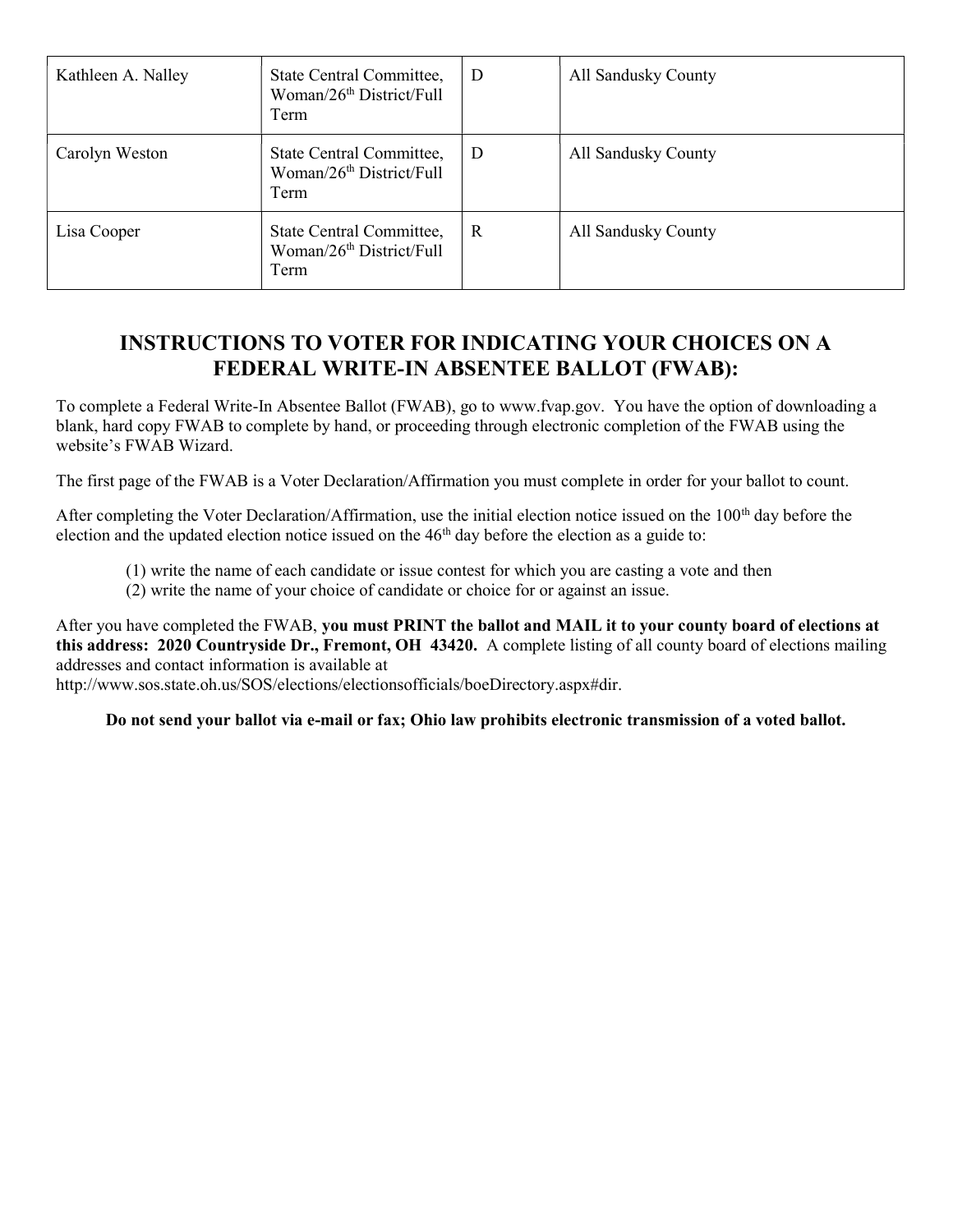| | | | |
|---|---|---|---|
| Kathleen A. Nalley | State Central Committee, Woman/26th District/Full Term | D | All Sandusky County |
| Carolyn Weston | State Central Committee, Woman/26th District/Full Term | D | All Sandusky County |
| Lisa Cooper | State Central Committee, Woman/26th District/Full Term | R | All Sandusky County |

## INSTRUCTIONS TO VOTER FOR INDICATING YOUR CHOICES ON A FEDERAL WRITE-IN ABSENTEE BALLOT (FWAB):

To complete a Federal Write-In Absentee Ballot (FWAB), go to www.fvap.gov. You have the option of downloading a blank, hard copy FWAB to complete by hand, or proceeding through electronic completion of the FWAB using the website's FWAB Wizard.

The first page of the FWAB is a Voter Declaration/Affirmation you must complete in order for your ballot to count.

After completing the Voter Declaration/Affirmation, use the initial election notice issued on the 100th day before the election and the updated election notice issued on the 46th day before the election as a guide to:

(1) write the name of each candidate or issue contest for which you are casting a vote and then
(2) write the name of your choice of candidate or choice for or against an issue.

After you have completed the FWAB, **you must PRINT the ballot and MAIL it to your county board of elections at this address: 2020 Countryside Dr., Fremont, OH 43420.** A complete listing of all county board of elections mailing addresses and contact information is available at http://www.sos.state.oh.us/SOS/elections/electionsofficials/boeDirectory.aspx#dir.

**Do not send your ballot via e-mail or fax; Ohio law prohibits electronic transmission of a voted ballot.**